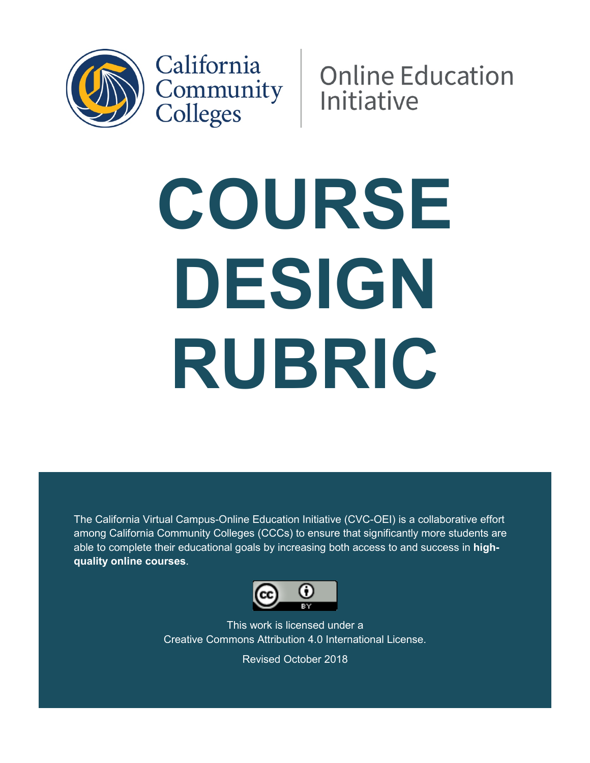California Community Colleges | Online Education Initiative

# COURSE DESIGN RUBRIC

The California Virtual Campus-Online Education Initiative (CVC-OEI) is a collaborative effort among California Community Colleges (CCCs) to ensure that significantly more students are able to complete their educational goals by increasing both access to and success in **high-quality online courses**.

This work is licensed under a Creative Commons Attribution 4.0 International License.

Revised October 2018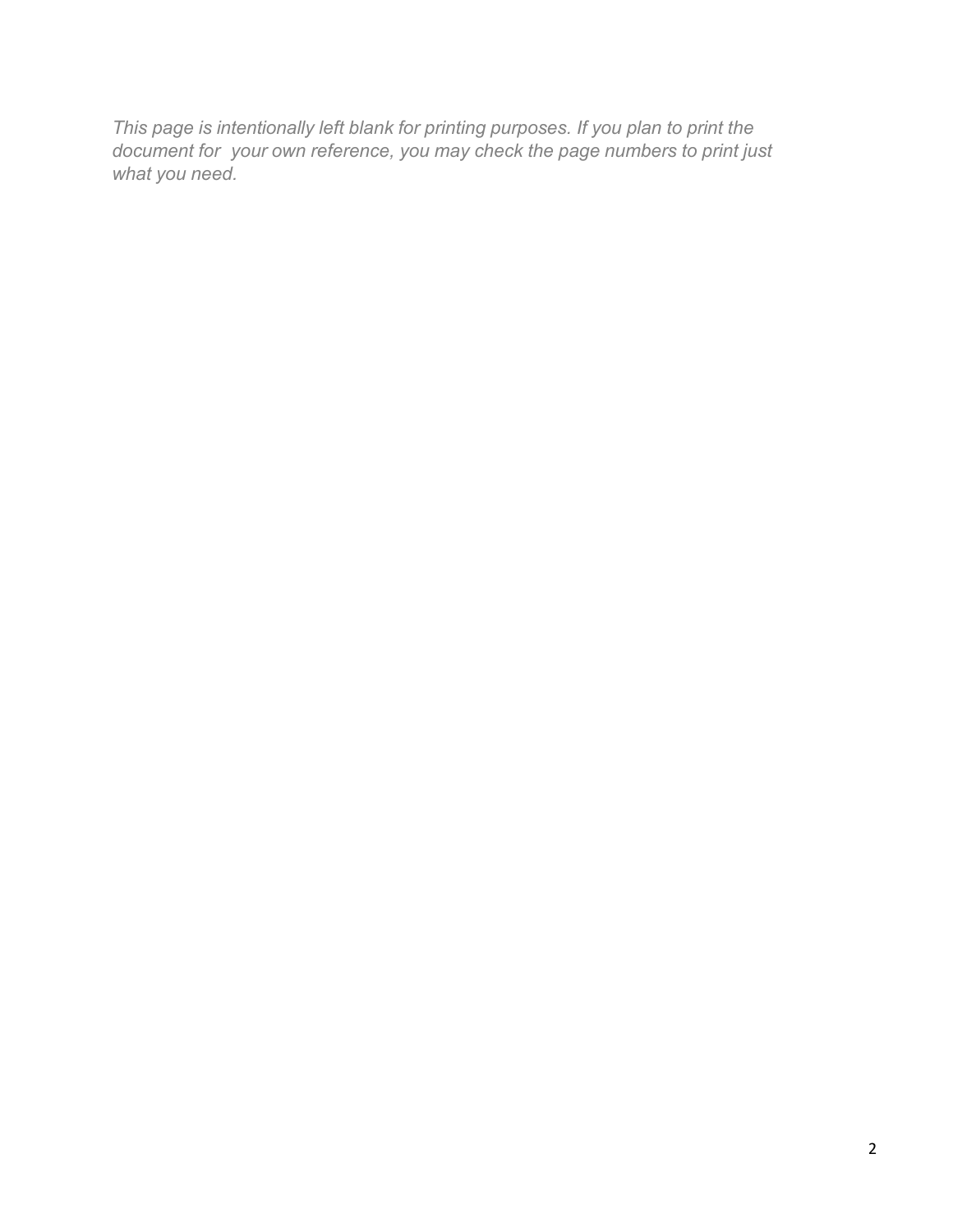*This page is intentionally left blank for printing purposes. If you plan to print the document for  your own reference, you may check the page numbers to print just what you need.*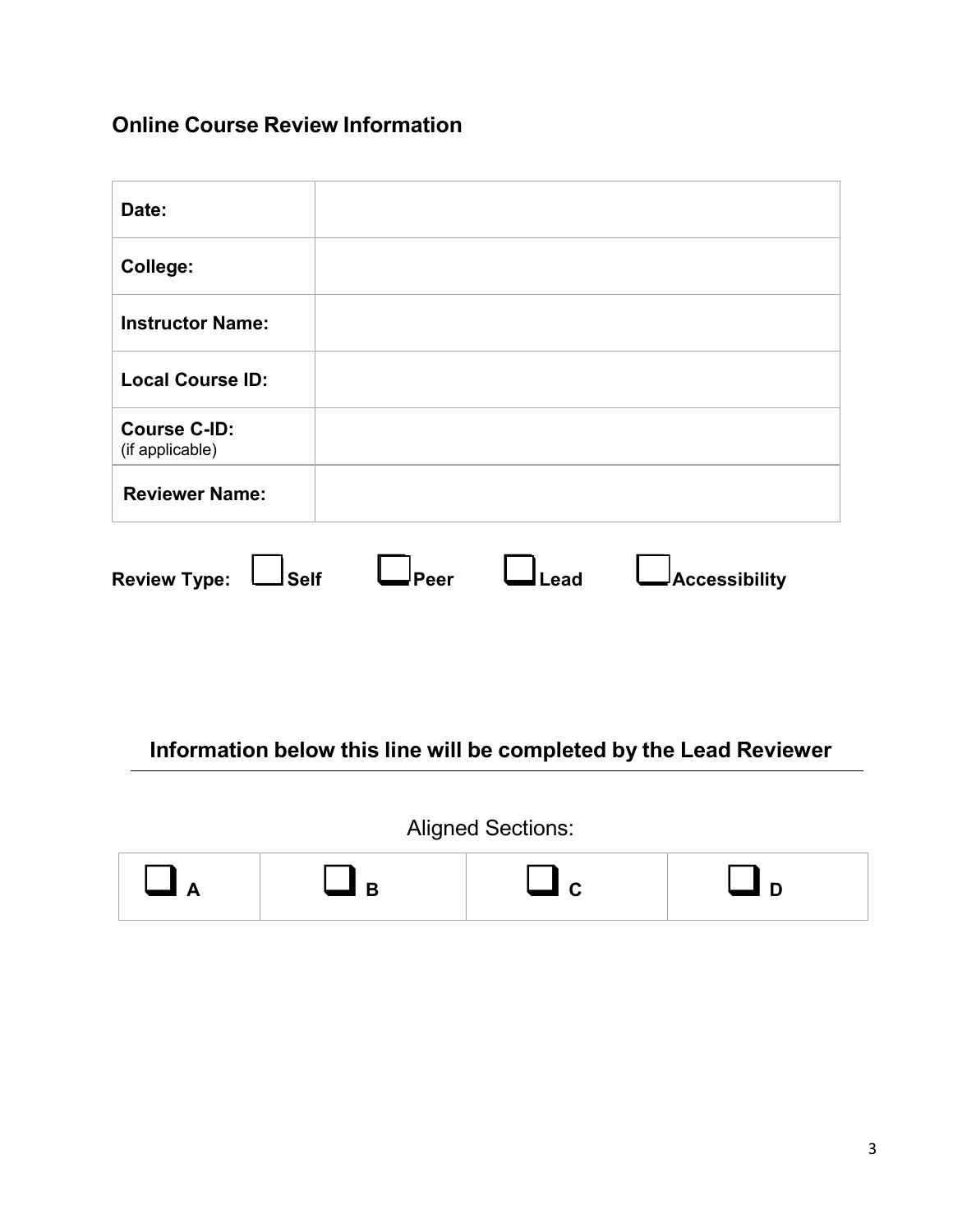## Online Course Review Information

| | |
|---|---|
| **Date:** | |
| **College:** | |
| **Instructor Name:** | |
| **Local Course ID:** | |
| **Course C-ID:** (if applicable) | |
| **Reviewer Name:** | |

**Review Type:** ☐ **Self** ☐ **Peer** ☐ **Lead** ☐ **Accessibility**

### Information below this line will be completed by the Lead Reviewer

---

Aligned Sections:

| | | | |
|---|---|---|---|
| ☐ **A** | ☐ **B** | ☐ **C** | ☐ **D** |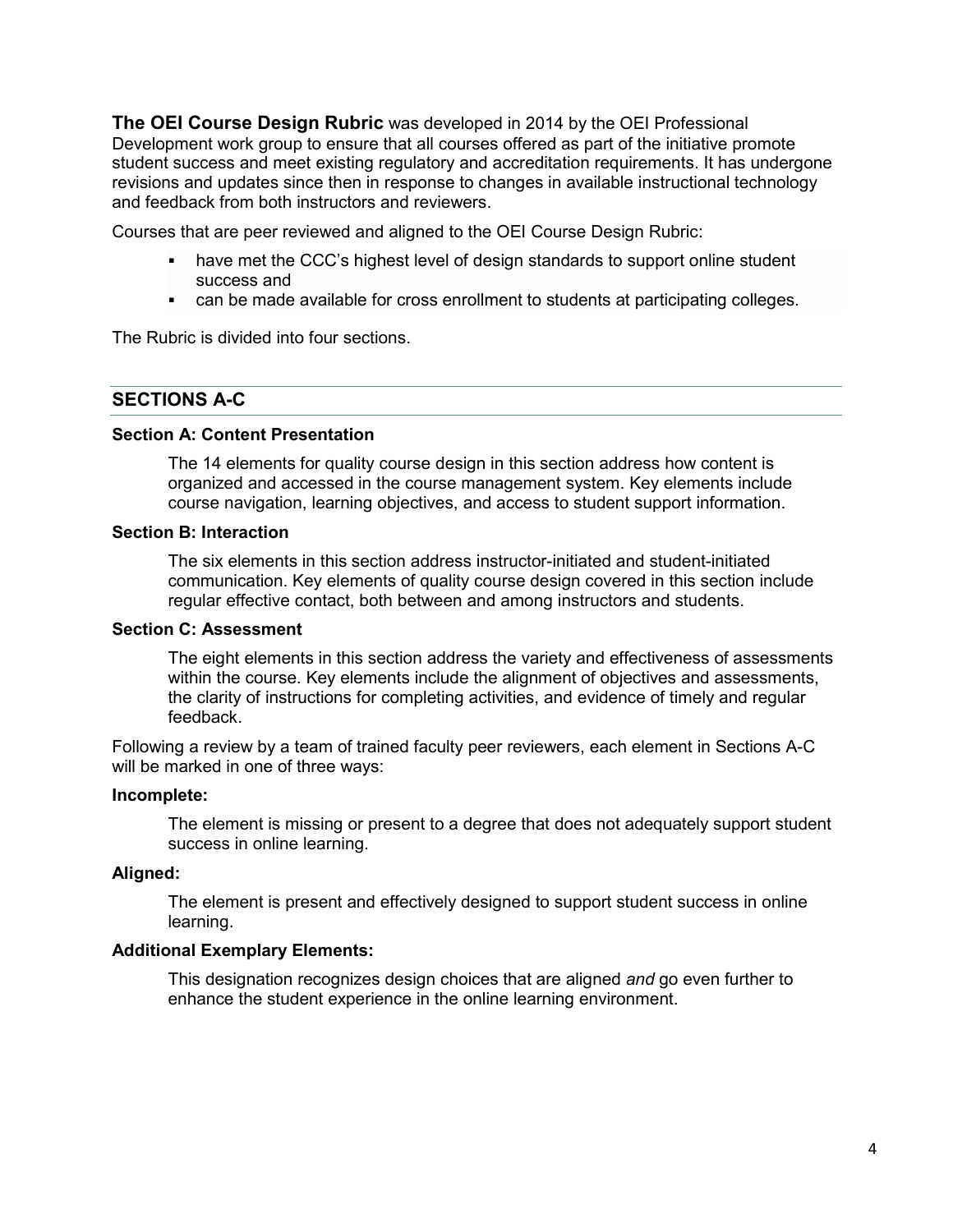**The OEI Course Design Rubric** was developed in 2014 by the OEI Professional Development work group to ensure that all courses offered as part of the initiative promote student success and meet existing regulatory and accreditation requirements. It has undergone revisions and updates since then in response to changes in available instructional technology and feedback from both instructors and reviewers.

Courses that are peer reviewed and aligned to the OEI Course Design Rubric:

- have met the CCC's highest level of design standards to support online student success and
- can be made available for cross enrollment to students at participating colleges.

The Rubric is divided into four sections.

## SECTIONS A-C

### Section A: Content Presentation

The 14 elements for quality course design in this section address how content is organized and accessed in the course management system. Key elements include course navigation, learning objectives, and access to student support information.

### Section B: Interaction

The six elements in this section address instructor-initiated and student-initiated communication. Key elements of quality course design covered in this section include regular effective contact, both between and among instructors and students.

### Section C: Assessment

The eight elements in this section address the variety and effectiveness of assessments within the course. Key elements include the alignment of objectives and assessments, the clarity of instructions for completing activities, and evidence of timely and regular feedback.

Following a review by a team of trained faculty peer reviewers, each element in Sections A-C will be marked in one of three ways:

**Incomplete:**

The element is missing or present to a degree that does not adequately support student success in online learning.

**Aligned:**

The element is present and effectively designed to support student success in online learning.

**Additional Exemplary Elements:**

This designation recognizes design choices that are aligned *and* go even further to enhance the student experience in the online learning environment.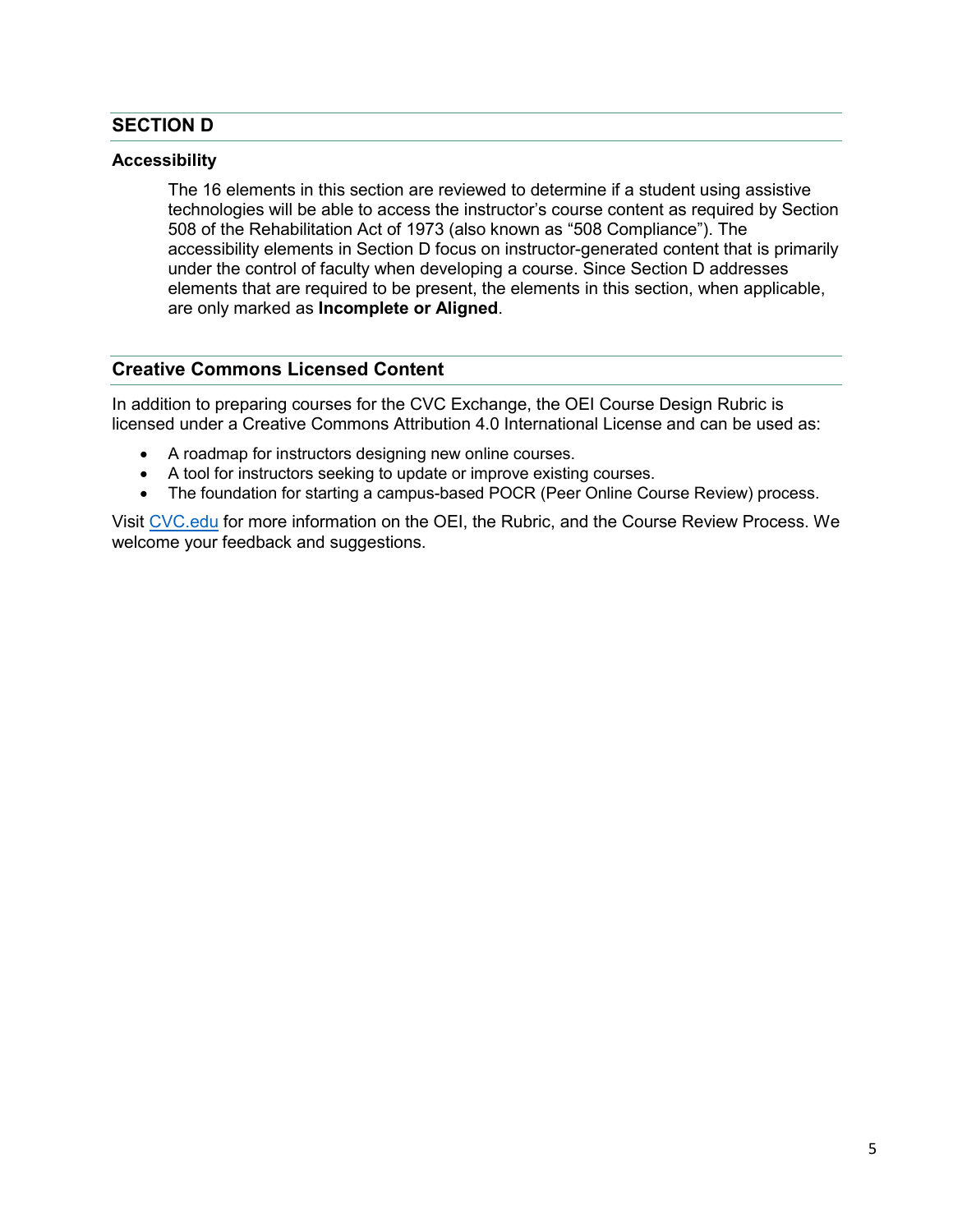## SECTION D

### Accessibility

The 16 elements in this section are reviewed to determine if a student using assistive technologies will be able to access the instructor's course content as required by Section 508 of the Rehabilitation Act of 1973 (also known as "508 Compliance"). The accessibility elements in Section D focus on instructor-generated content that is primarily under the control of faculty when developing a course. Since Section D addresses elements that are required to be present, the elements in this section, when applicable, are only marked as **Incomplete or Aligned**.

## Creative Commons Licensed Content

In addition to preparing courses for the CVC Exchange, the OEI Course Design Rubric is licensed under a Creative Commons Attribution 4.0 International License and can be used as:

- A roadmap for instructors designing new online courses.
- A tool for instructors seeking to update or improve existing courses.
- The foundation for starting a campus-based POCR (Peer Online Course Review) process.

Visit [CVC.edu](CVC.edu) for more information on the OEI, the Rubric, and the Course Review Process. We welcome your feedback and suggestions.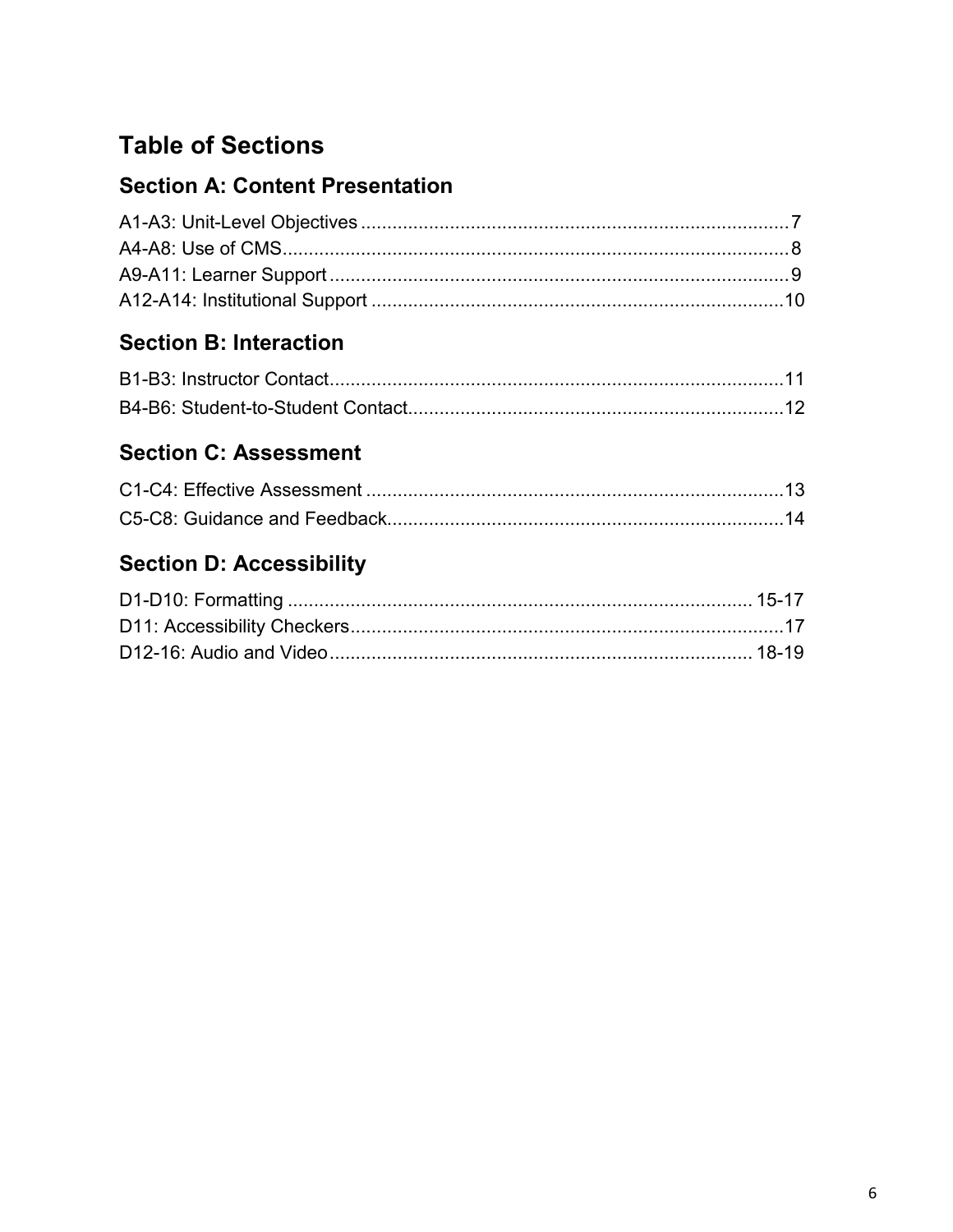# Table of Sections

## Section A: Content Presentation

A1-A3: Unit-Level Objectives .................................................................................7
A4-A8: Use of CMS................................................................................................8
A9-A11: Learner Support .......................................................................................9
A12-A14: Institutional Support ..............................................................................10

## Section B: Interaction

B1-B3: Instructor Contact......................................................................................11
B4-B6: Student-to-Student Contact.......................................................................12

## Section C: Assessment

C1-C4: Effective Assessment ................................................................................13
C5-C8: Guidance and Feedback............................................................................14

## Section D: Accessibility

D1-D10: Formatting ........................................................................................ 15-17
D11: Accessibility Checkers...................................................................................17
D12-16: Audio and Video................................................................................ 18-19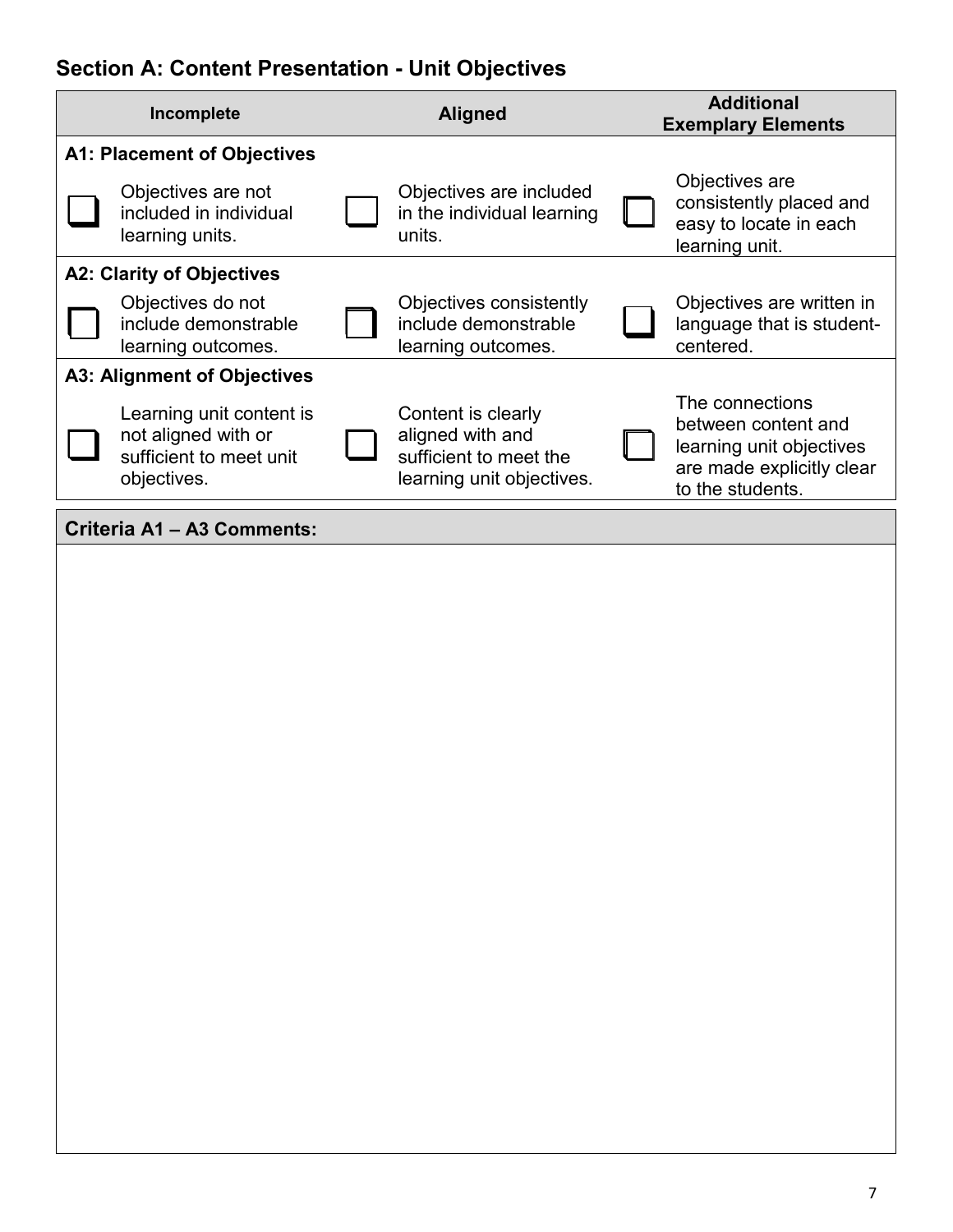## Section A: Content Presentation - Unit Objectives

| Incomplete | Aligned | Additional Exemplary Elements |
|---|---|---|
| **A1: Placement of Objectives** | | |
| ☐ Objectives are not included in individual learning units. | ☐ Objectives are included in the individual learning units. | ☐ Objectives are consistently placed and easy to locate in each learning unit. |
| **A2: Clarity of Objectives** | | |
| ☐ Objectives do not include demonstrable learning outcomes. | ☐ Objectives consistently include demonstrable learning outcomes. | ☐ Objectives are written in language that is student-centered. |
| **A3: Alignment of Objectives** | | |
| ☐ Learning unit content is not aligned with or sufficient to meet unit objectives. | ☐ Content is clearly aligned with and sufficient to meet the learning unit objectives. | ☐ The connections between content and learning unit objectives are made explicitly clear to the students. |

| Criteria A1 – A3 Comments: |
|---|
| |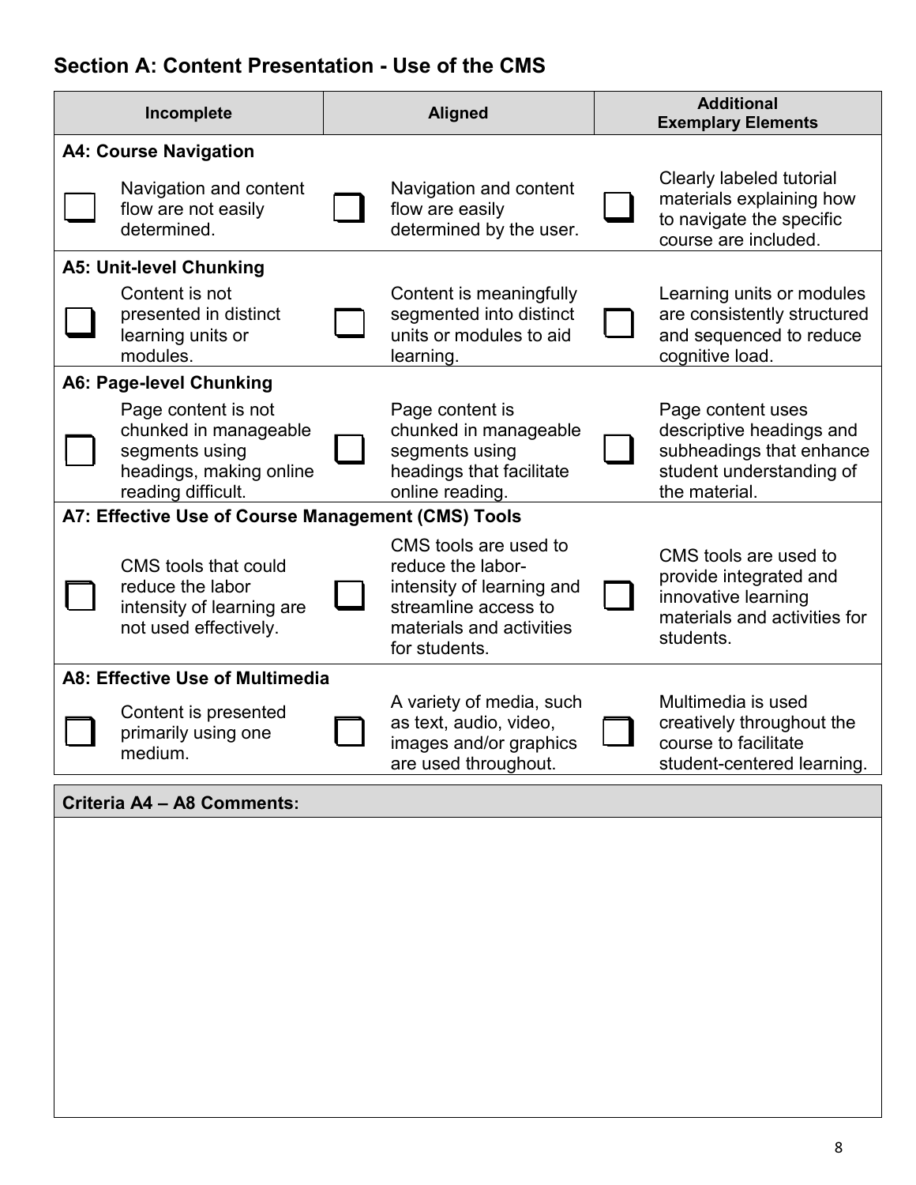## Section A: Content Presentation - Use of the CMS

| Incomplete | Aligned | Additional Exemplary Elements |
|---|---|---|
| **A4: Course Navigation** | | |
| ☐ Navigation and content flow are not easily determined. | ☐ Navigation and content flow are easily determined by the user. | ☐ Clearly labeled tutorial materials explaining how to navigate the specific course are included. |
| **A5: Unit-level Chunking** | | |
| ☐ Content is not presented in distinct learning units or modules. | ☐ Content is meaningfully segmented into distinct units or modules to aid learning. | ☐ Learning units or modules are consistently structured and sequenced to reduce cognitive load. |
| **A6: Page-level Chunking** | | |
| ☐ Page content is not chunked in manageable segments using headings, making online reading difficult. | ☐ Page content is chunked in manageable segments using headings that facilitate online reading. | ☐ Page content uses descriptive headings and subheadings that enhance student understanding of the material. |
| **A7: Effective Use of Course Management (CMS) Tools** | | |
| ☐ CMS tools that could reduce the labor intensity of learning are not used effectively. | ☐ CMS tools are used to reduce the labor-intensity of learning and streamline access to materials and activities for students. | ☐ CMS tools are used to provide integrated and innovative learning materials and activities for students. |
| **A8: Effective Use of Multimedia** | | |
| ☐ Content is presented primarily using one medium. | ☐ A variety of media, such as text, audio, video, images and/or graphics are used throughout. | ☐ Multimedia is used creatively throughout the course to facilitate student-centered learning. |

**Criteria A4 – A8 Comments:**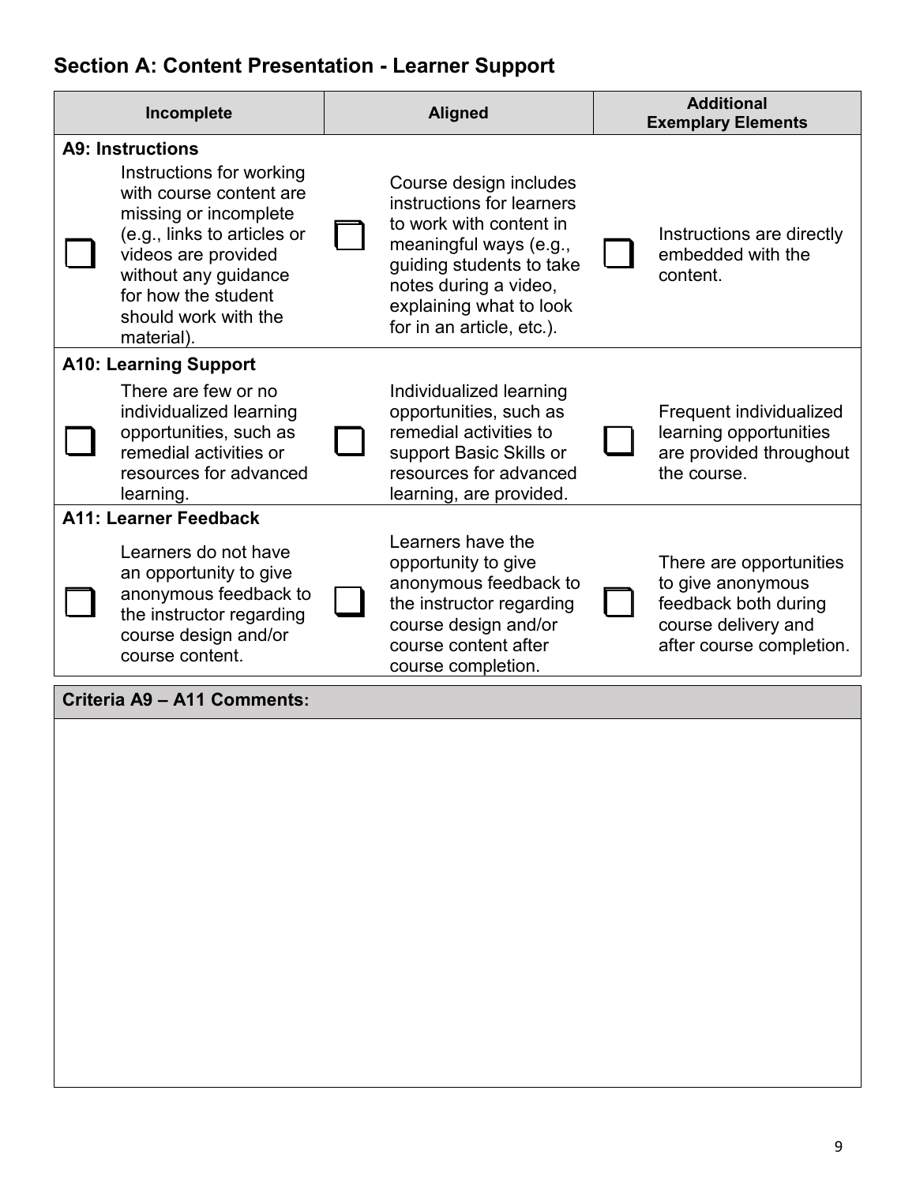## Section A: Content Presentation - Learner Support

| Incomplete | Aligned | Additional Exemplary Elements |
|---|---|---|
| **A9: Instructions** | | |
| ☐ Instructions for working with course content are missing or incomplete (e.g., links to articles or videos are provided without any guidance for how the student should work with the material). | ☐ Course design includes instructions for learners to work with content in meaningful ways (e.g., guiding students to take notes during a video, explaining what to look for in an article, etc.). | ☐ Instructions are directly embedded with the content. |
| **A10: Learning Support** | | |
| ☐ There are few or no individualized learning opportunities, such as remedial activities or resources for advanced learning. | ☐ Individualized learning opportunities, such as remedial activities to support Basic Skills or resources for advanced learning, are provided. | ☐ Frequent individualized learning opportunities are provided throughout the course. |
| **A11: Learner Feedback** | | |
| ☐ Learners do not have an opportunity to give anonymous feedback to the instructor regarding course design and/or course content. | ☐ Learners have the opportunity to give anonymous feedback to the instructor regarding course design and/or course content after course completion. | ☐ There are opportunities to give anonymous feedback both during course delivery and after course completion. |

| **Criteria A9 – A11 Comments:** |
|---|
| |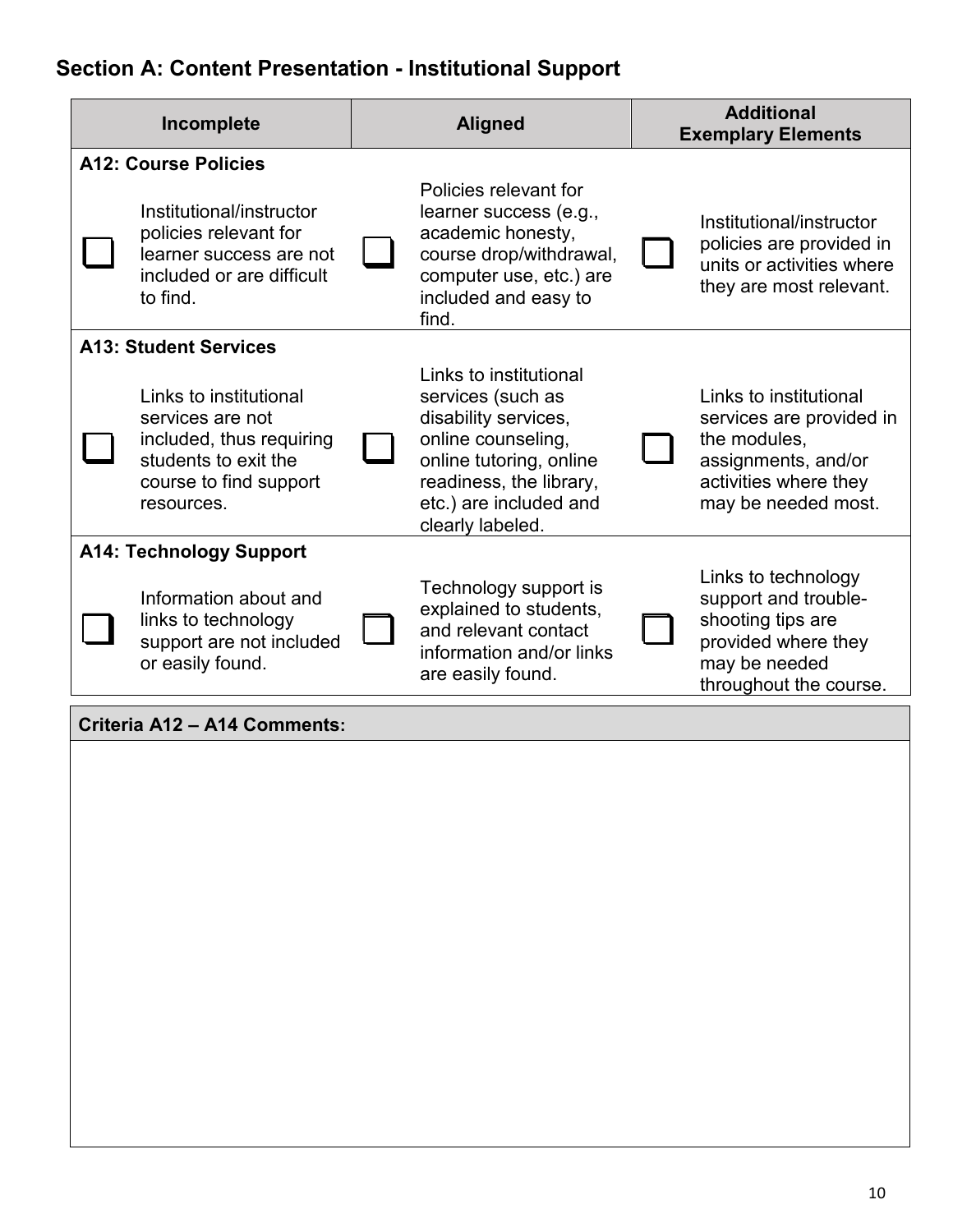## Section A: Content Presentation - Institutional Support

| Incomplete | Aligned | Additional Exemplary Elements |
|---|---|---|
| **A12: Course Policies** | | |
| ☐ Institutional/instructor policies relevant for learner success are not included or are difficult to find. | ☐ Policies relevant for learner success (e.g., academic honesty, course drop/withdrawal, computer use, etc.) are included and easy to find. | ☐ Institutional/instructor policies are provided in units or activities where they are most relevant. |
| **A13: Student Services** | | |
| ☐ Links to institutional services are not included, thus requiring students to exit the course to find support resources. | ☐ Links to institutional services (such as disability services, online counseling, online tutoring, online readiness, the library, etc.) are included and clearly labeled. | ☐ Links to institutional services are provided in the modules, assignments, and/or activities where they may be needed most. |
| **A14: Technology Support** | | |
| ☐ Information about and links to technology support are not included or easily found. | ☐ Technology support is explained to students, and relevant contact information and/or links are easily found. | ☐ Links to technology support and trouble-shooting tips are provided where they may be needed throughout the course. |

| Criteria A12 – A14 Comments: |
|---|
| |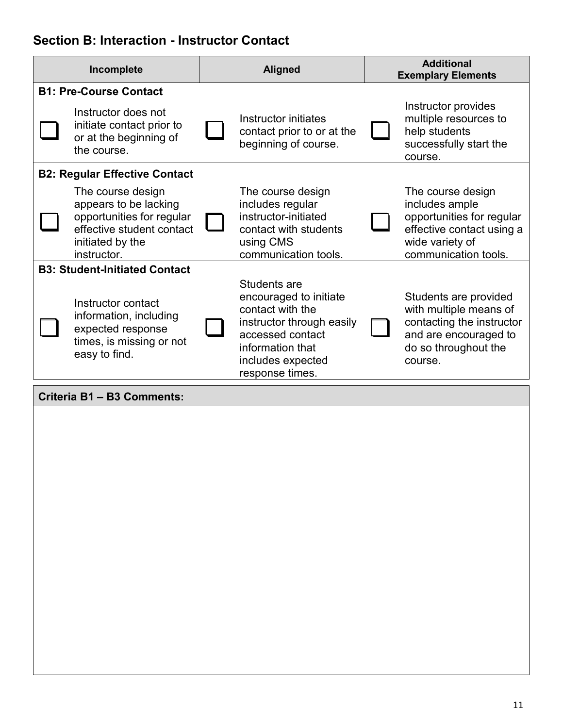## Section B: Interaction - Instructor Contact

| Incomplete | Aligned | Additional Exemplary Elements |
| --- | --- | --- |
| **B1: Pre-Course Contact** | | |
| ☐ Instructor does not initiate contact prior to or at the beginning of the course. | ☐ Instructor initiates contact prior to or at the beginning of course. | ☐ Instructor provides multiple resources to help students successfully start the course. |
| **B2: Regular Effective Contact** | | |
| ☐ The course design appears to be lacking opportunities for regular effective student contact initiated by the instructor. | ☐ The course design includes regular instructor-initiated contact with students using CMS communication tools. | ☐ The course design includes ample opportunities for regular effective contact using a wide variety of communication tools. |
| **B3: Student-Initiated Contact** | | |
| ☐ Instructor contact information, including expected response times, is missing or not easy to find. | ☐ Students are encouraged to initiate contact with the instructor through easily accessed contact information that includes expected response times. | ☐ Students are provided with multiple means of contacting the instructor and are encouraged to do so throughout the course. |

| Criteria B1 – B3 Comments: |
| --- |
| |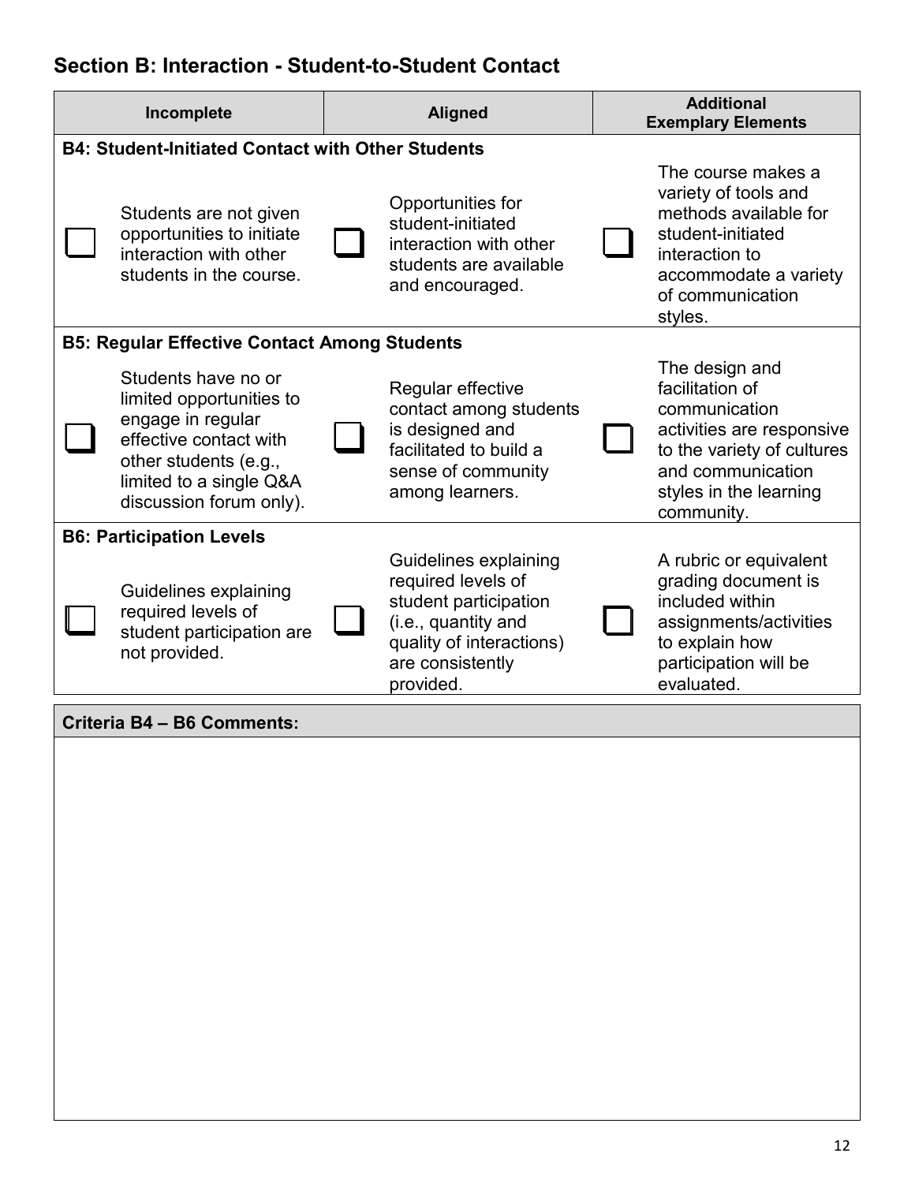## Section B: Interaction - Student-to-Student Contact

| Incomplete | Aligned | Additional Exemplary Elements |
|---|---|---|
| **B4: Student-Initiated Contact with Other Students** | | |
| ☐ Students are not given opportunities to initiate interaction with other students in the course. | ☐ Opportunities for student-initiated interaction with other students are available and encouraged. | ☐ The course makes a variety of tools and methods available for student-initiated interaction to accommodate a variety of communication styles. |
| **B5: Regular Effective Contact Among Students** | | |
| ☐ Students have no or limited opportunities to engage in regular effective contact with other students (e.g., limited to a single Q&A discussion forum only). | ☐ Regular effective contact among students is designed and facilitated to build a sense of community among learners. | ☐ The design and facilitation of communication activities are responsive to the variety of cultures and communication styles in the learning community. |
| **B6: Participation Levels** | | |
| ☐ Guidelines explaining required levels of student participation are not provided. | ☐ Guidelines explaining required levels of student participation (i.e., quantity and quality of interactions) are consistently provided. | ☐ A rubric or equivalent grading document is included within assignments/activities to explain how participation will be evaluated. |

| Criteria B4 – B6 Comments: |
|---|
| |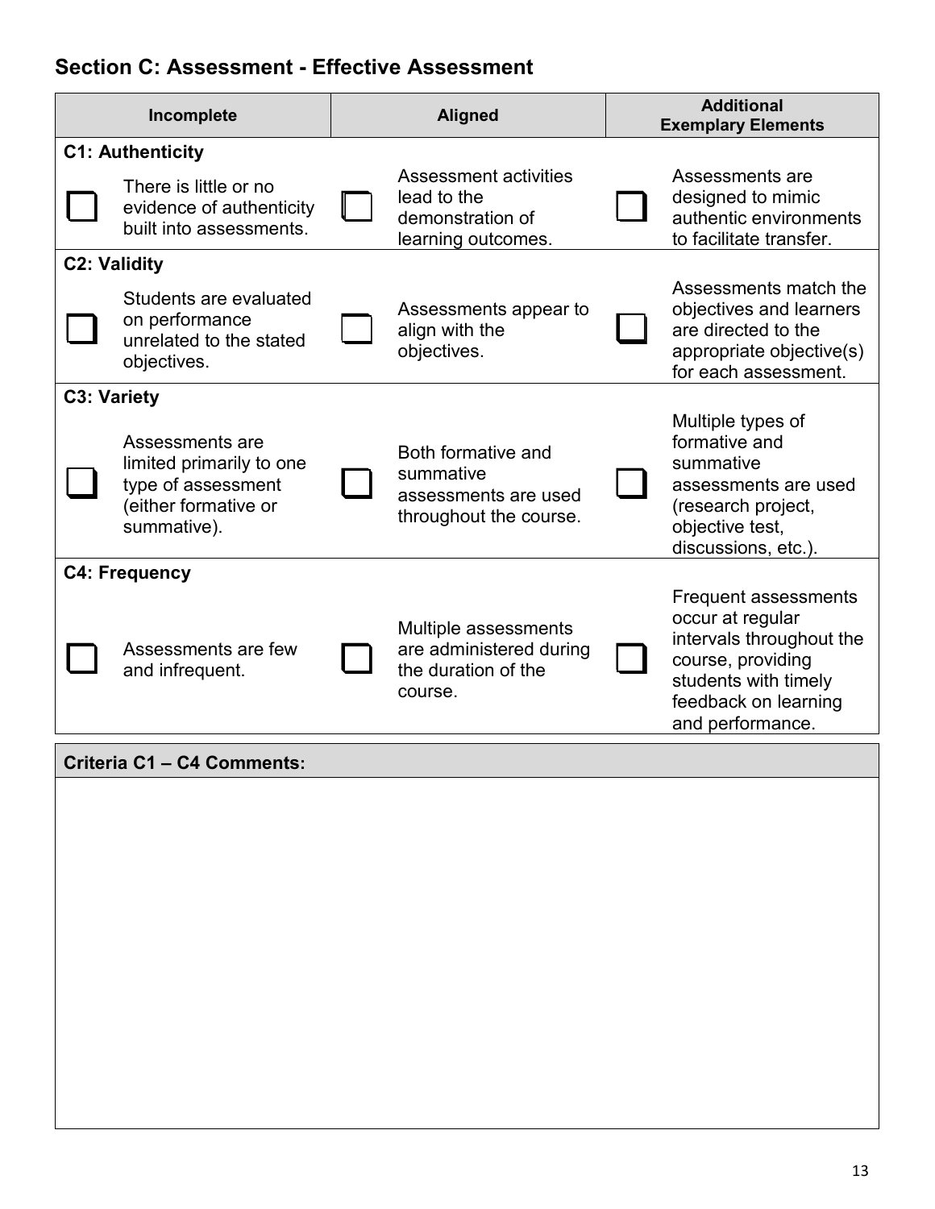## Section C: Assessment - Effective Assessment

| Incomplete | Aligned | Additional Exemplary Elements |
|---|---|---|
| **C1: Authenticity** | | |
| ☐ There is little or no evidence of authenticity built into assessments. | ☐ Assessment activities lead to the demonstration of learning outcomes. | ☐ Assessments are designed to mimic authentic environments to facilitate transfer. |
| **C2: Validity** | | |
| ☐ Students are evaluated on performance unrelated to the stated objectives. | ☐ Assessments appear to align with the objectives. | ☐ Assessments match the objectives and learners are directed to the appropriate objective(s) for each assessment. |
| **C3: Variety** | | |
| ☐ Assessments are limited primarily to one type of assessment (either formative or summative). | ☐ Both formative and summative assessments are used throughout the course. | ☐ Multiple types of formative and summative assessments are used (research project, objective test, discussions, etc.). |
| **C4: Frequency** | | |
| ☐ Assessments are few and infrequent. | ☐ Multiple assessments are administered during the duration of the course. | ☐ Frequent assessments occur at regular intervals throughout the course, providing students with timely feedback on learning and performance. |

| Criteria C1 – C4 Comments: |
|---|
| |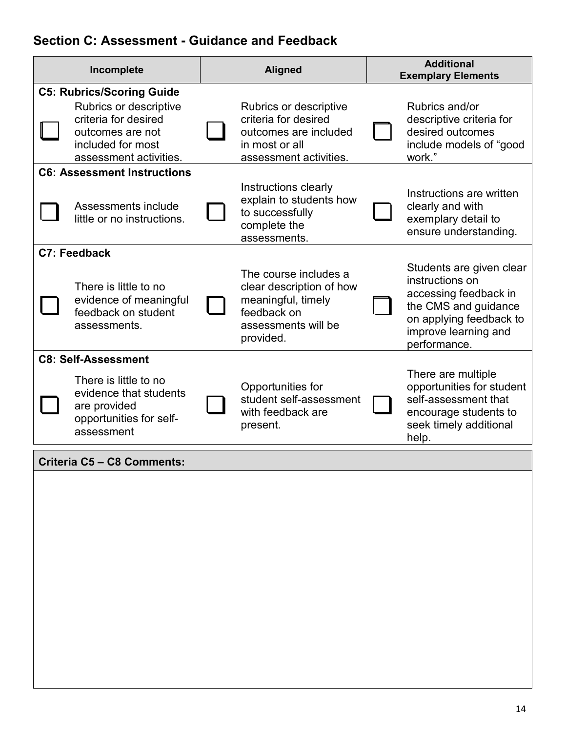## Section C: Assessment - Guidance and Feedback

| Incomplete | Aligned | Additional Exemplary Elements |
|---|---|---|
| **C5: Rubrics/Scoring Guide** | | |
| ☐ Rubrics or descriptive criteria for desired outcomes are not included for most assessment activities. | ☐ Rubrics or descriptive criteria for desired outcomes are included in most or all assessment activities. | ☐ Rubrics and/or descriptive criteria for desired outcomes include models of "good work." |
| **C6: Assessment Instructions** | | |
| ☐ Assessments include little or no instructions. | ☐ Instructions clearly explain to students how to successfully complete the assessments. | ☐ Instructions are written clearly and with exemplary detail to ensure understanding. |
| **C7: Feedback** | | |
| ☐ There is little to no evidence of meaningful feedback on student assessments. | ☐ The course includes a clear description of how meaningful, timely feedback on assessments will be provided. | ☐ Students are given clear instructions on accessing feedback in the CMS and guidance on applying feedback to improve learning and performance. |
| **C8: Self-Assessment** | | |
| ☐ There is little to no evidence that students are provided opportunities for self-assessment | ☐ Opportunities for student self-assessment with feedback are present. | ☐ There are multiple opportunities for student self-assessment that encourage students to seek timely additional help. |

| Criteria C5 – C8 Comments: |
|---|
| |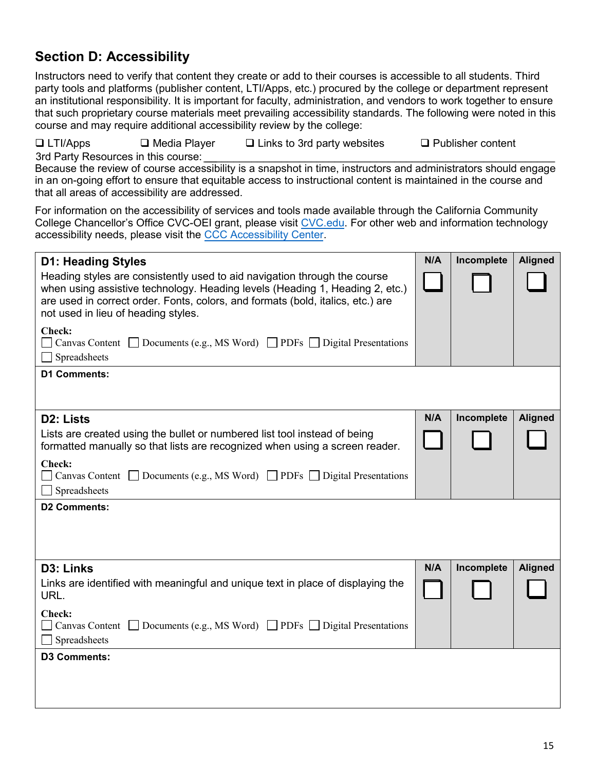## Section D: Accessibility

Instructors need to verify that content they create or add to their courses is accessible to all students. Third party tools and platforms (publisher content, LTI/Apps, etc.) procured by the college or department represent an institutional responsibility. It is important for faculty, administration, and vendors to work together to ensure that such proprietary course materials meet prevailing accessibility standards. The following were noted in this course and may require additional accessibility review by the college:

❑ LTI/Apps ❑ Media Player ❑ Links to 3rd party websites ❑ Publisher content

3rd Party Resources in this course: ______________________________________________

Because the review of course accessibility is a snapshot in time, instructors and administrators should engage in an on-going effort to ensure that equitable access to instructional content is maintained in the course and that all areas of accessibility are addressed.

For information on the accessibility of services and tools made available through the California Community College Chancellor's Office CVC-OEI grant, please visit [CVC.edu](CVC.edu). For other web and information technology accessibility needs, please visit the CCC Accessibility Center.

| Criterion | N/A | Incomplete | Aligned |
|---|---|---|---|
| **D1: Heading Styles**<br>Heading styles are consistently used to aid navigation through the course when using assistive technology. Heading levels (Heading 1, Heading 2, etc.) are used in correct order. Fonts, colors, and formats (bold, italics, etc.) are not used in lieu of heading styles.<br>**Check:**<br>☐ Canvas Content ☐ Documents (e.g., MS Word) ☐ PDFs ☐ Digital Presentations ☐ Spreadsheets | ☐ | ☐ | ☐ |
| **D1 Comments:** | | | |
| **D2: Lists**<br>Lists are created using the bullet or numbered list tool instead of being formatted manually so that lists are recognized when using a screen reader.<br>**Check:**<br>☐ Canvas Content ☐ Documents (e.g., MS Word) ☐ PDFs ☐ Digital Presentations ☐ Spreadsheets | ☐ | ☐ | ☐ |
| **D2 Comments:** | | | |
| **D3: Links**<br>Links are identified with meaningful and unique text in place of displaying the URL.<br>**Check:**<br>☐ Canvas Content ☐ Documents (e.g., MS Word) ☐ PDFs ☐ Digital Presentations ☐ Spreadsheets | ☐ | ☐ | ☐ |
| **D3 Comments:** | | | |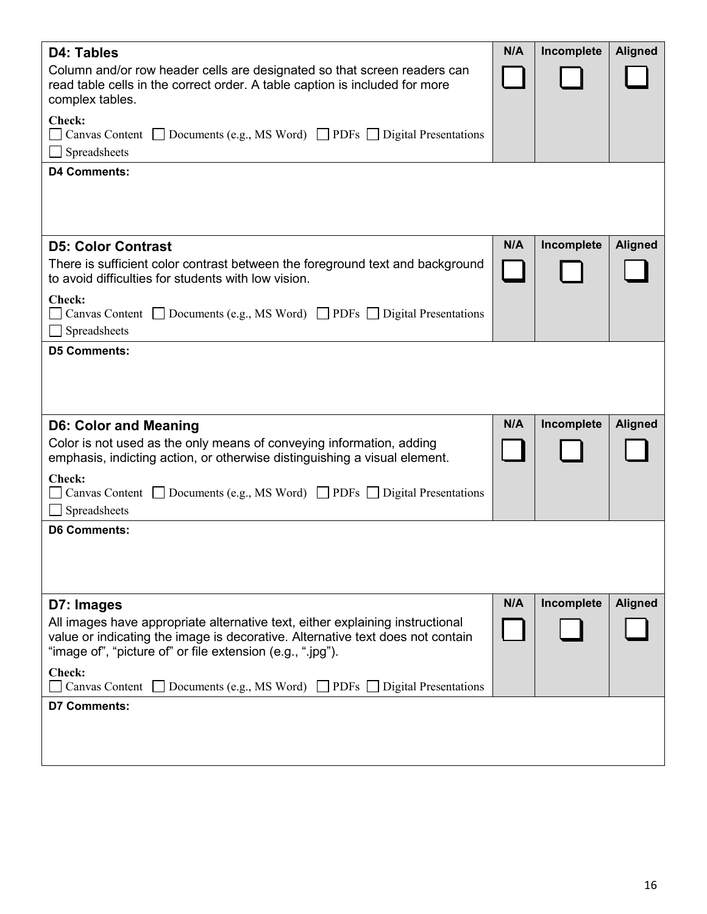| **D4: Tables** | **N/A** | **Incomplete** | **Aligned** |
|---|---|---|---|
| Column and/or row header cells are designated so that screen readers can read table cells in the correct order. A table caption is included for more complex tables.<br><br>**Check:**<br>☐ Canvas Content ☐ Documents (e.g., MS Word) ☐ PDFs ☐ Digital Presentations<br>☐ Spreadsheets | ☐ | ☐ | ☐ |
| **D4 Comments:** | | | |

| **D5: Color Contrast** | **N/A** | **Incomplete** | **Aligned** |
|---|---|---|---|
| There is sufficient color contrast between the foreground text and background to avoid difficulties for students with low vision.<br><br>**Check:**<br>☐ Canvas Content ☐ Documents (e.g., MS Word) ☐ PDFs ☐ Digital Presentations<br>☐ Spreadsheets | ☐ | ☐ | ☐ |
| **D5 Comments:** | | | |

| **D6: Color and Meaning** | **N/A** | **Incomplete** | **Aligned** |
|---|---|---|---|
| Color is not used as the only means of conveying information, adding emphasis, indicting action, or otherwise distinguishing a visual element.<br><br>**Check:**<br>☐ Canvas Content ☐ Documents (e.g., MS Word) ☐ PDFs ☐ Digital Presentations<br>☐ Spreadsheets | ☐ | ☐ | ☐ |
| **D6 Comments:** | | | |

| **D7: Images** | **N/A** | **Incomplete** | **Aligned** |
|---|---|---|---|
| All images have appropriate alternative text, either explaining instructional value or indicating the image is decorative. Alternative text does not contain "image of", "picture of" or file extension (e.g., ".jpg").<br><br>**Check:**<br>☐ Canvas Content ☐ Documents (e.g., MS Word) ☐ PDFs ☐ Digital Presentations | ☐ | ☐ | ☐ |
| **D7 Comments:** | | | |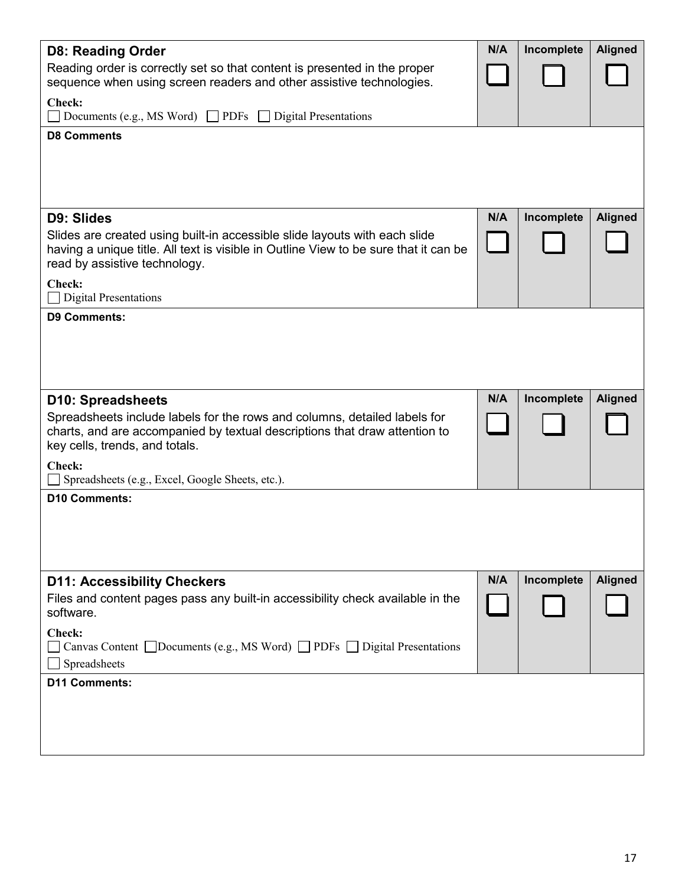| D8: Reading Order | N/A | Incomplete | Aligned |
|---|---|---|---|
| Reading order is correctly set so that content is presented in the proper sequence when using screen readers and other assistive technologies.<br><br>**Check:**<br>☐ Documents (e.g., MS Word) ☐ PDFs ☐ Digital Presentations | ☐ | ☐ | ☐ |

**D8 Comments**

| D9: Slides | N/A | Incomplete | Aligned |
|---|---|---|---|
| Slides are created using built-in accessible slide layouts with each slide having a unique title. All text is visible in Outline View to be sure that it can be read by assistive technology.<br><br>**Check:**<br>☐ Digital Presentations | ☐ | ☐ | ☐ |

**D9 Comments:**

| D10: Spreadsheets | N/A | Incomplete | Aligned |
|---|---|---|---|
| Spreadsheets include labels for the rows and columns, detailed labels for charts, and are accompanied by textual descriptions that draw attention to key cells, trends, and totals.<br><br>**Check:**<br>☐ Spreadsheets (e.g., Excel, Google Sheets, etc.). | ☐ | ☐ | ☐ |

**D10 Comments:**

| D11: Accessibility Checkers | N/A | Incomplete | Aligned |
|---|---|---|---|
| Files and content pages pass any built-in accessibility check available in the software.<br><br>**Check:**<br>☐ Canvas Content ☐ Documents (e.g., MS Word) ☐ PDFs ☐ Digital Presentations<br>☐ Spreadsheets | ☐ | ☐ | ☐ |

**D11 Comments:**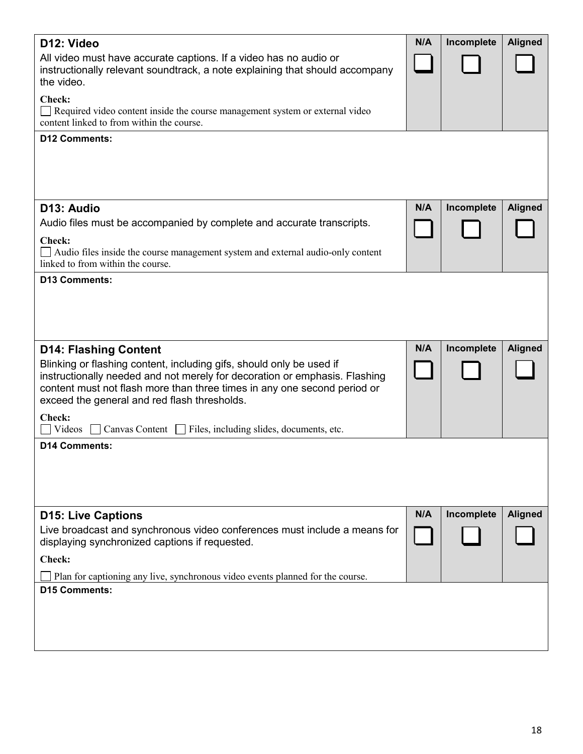| D12: Video | N/A | Incomplete | Aligned |
|---|---|---|---|
| All video must have accurate captions. If a video has no audio or instructionally relevant soundtrack, a note explaining that should accompany the video.<br><br>**Check:**<br>☐ Required video content inside the course management system or external video content linked to from within the course. | ☐ | ☐ | ☐ |

**D12 Comments:**

| D13: Audio | N/A | Incomplete | Aligned |
|---|---|---|---|
| Audio files must be accompanied by complete and accurate transcripts.<br><br>**Check:**<br>☐ Audio files inside the course management system and external audio-only content linked to from within the course. | ☐ | ☐ | ☐ |

**D13 Comments:**

| D14: Flashing Content | N/A | Incomplete | Aligned |
|---|---|---|---|
| Blinking or flashing content, including gifs, should only be used if instructionally needed and not merely for decoration or emphasis. Flashing content must not flash more than three times in any one second period or exceed the general and red flash thresholds.<br><br>**Check:**<br>☐ Videos ☐ Canvas Content ☐ Files, including slides, documents, etc. | ☐ | ☐ | ☐ |

**D14 Comments:**

| D15: Live Captions | N/A | Incomplete | Aligned |
|---|---|---|---|
| Live broadcast and synchronous video conferences must include a means for displaying synchronized captions if requested.<br><br>**Check:**<br>☐ Plan for captioning any live, synchronous video events planned for the course. | ☐ | ☐ | ☐ |

**D15 Comments:**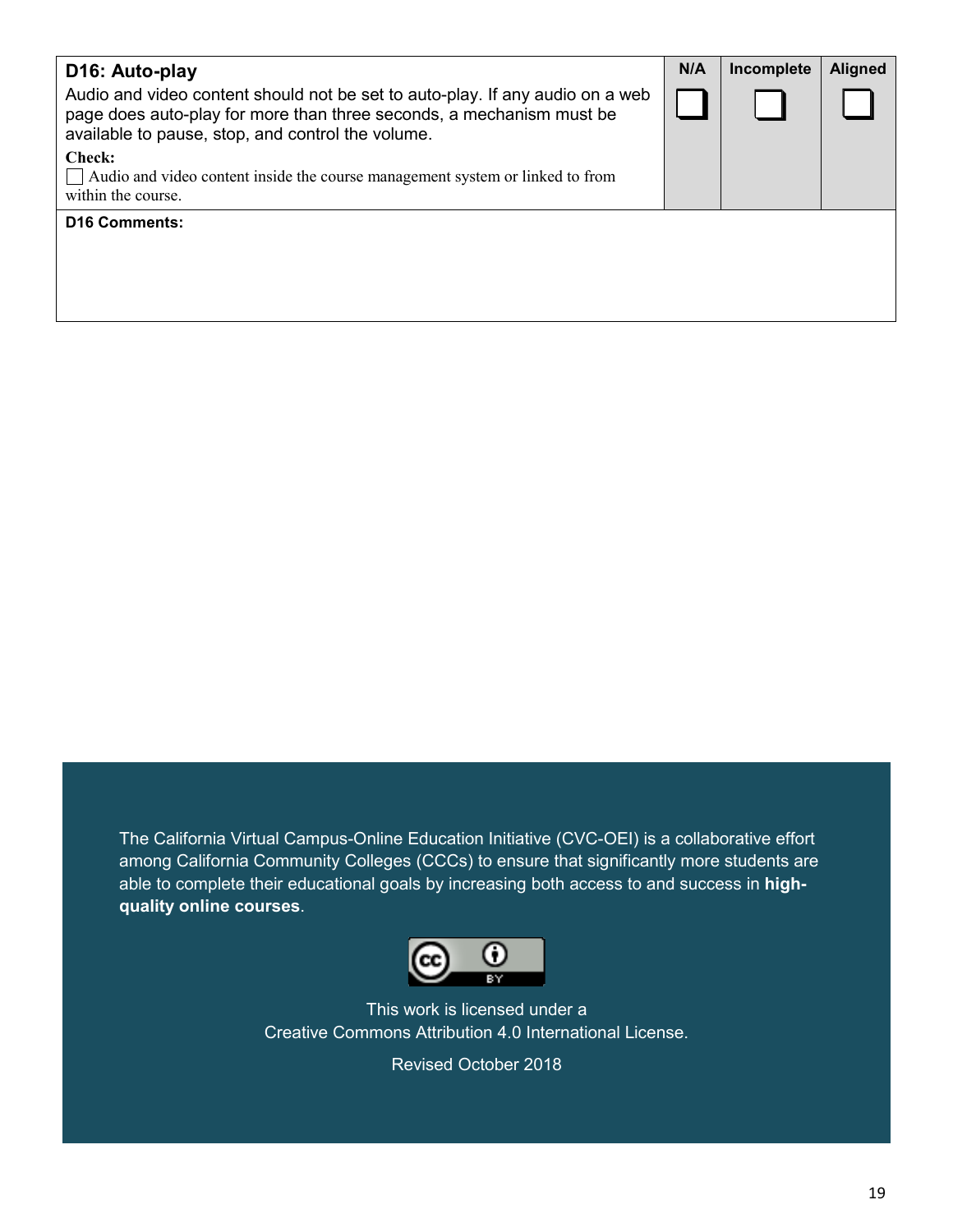| D16: Auto-play | N/A | Incomplete | Aligned |
| --- | --- | --- | --- |
| Audio and video content should not be set to auto-play. If any audio on a web page does auto-play for more than three seconds, a mechanism must be available to pause, stop, and control the volume.<br>**Check:**<br>☐ Audio and video content inside the course management system or linked to from within the course. | ☐ | ☐ | ☐ |

**D16 Comments:**

The California Virtual Campus-Online Education Initiative (CVC-OEI) is a collaborative effort among California Community Colleges (CCCs) to ensure that significantly more students are able to complete their educational goals by increasing both access to and success in **high-quality online courses**.

This work is licensed under a
Creative Commons Attribution 4.0 International License.

Revised October 2018